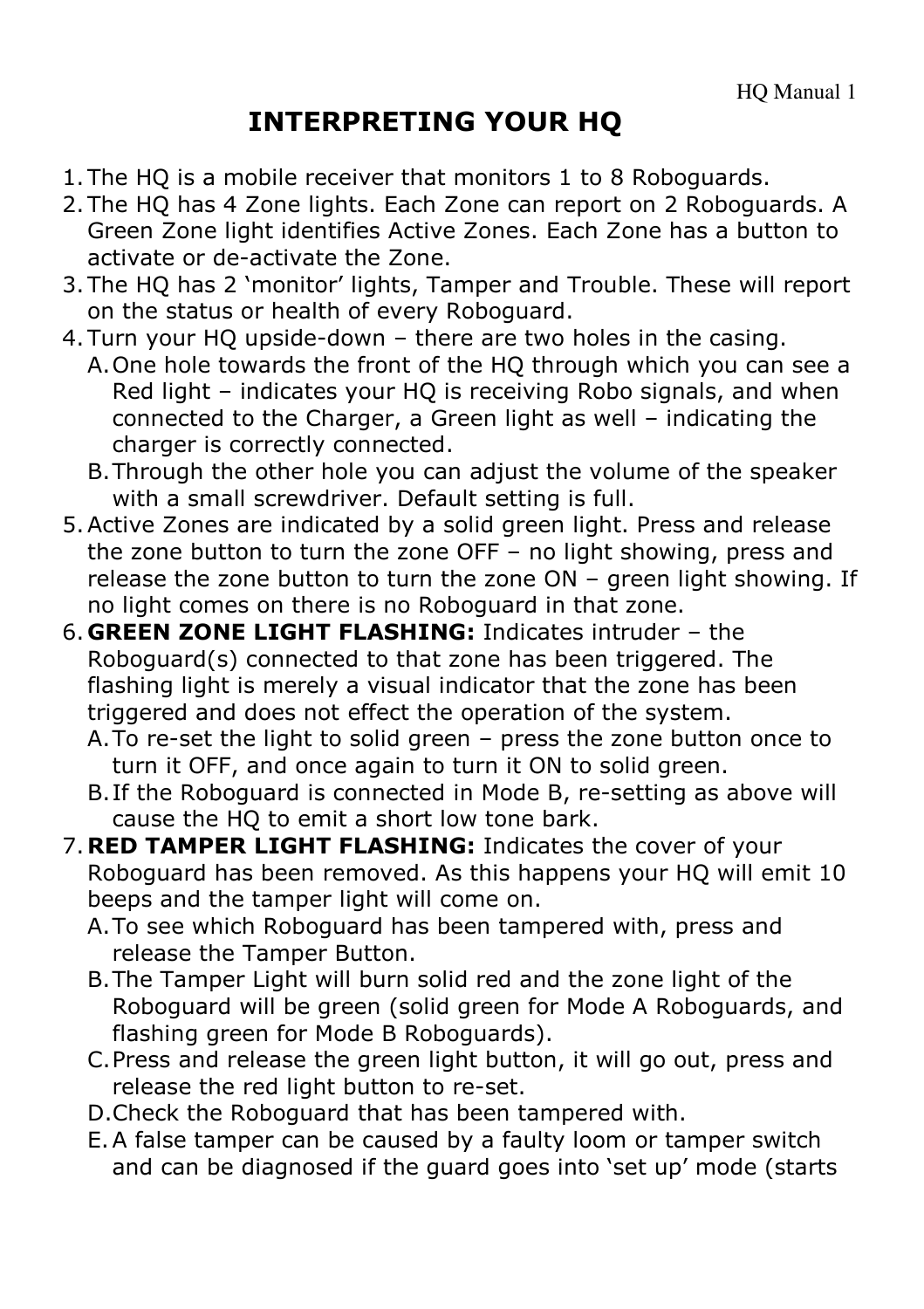# INTERPRETING YOUR HQ

1. The HQ is a mobile receiver that monitors 1 to 8 Roboguards.
2. The HQ has 4 Zone lights. Each Zone can report on 2 Roboguards. A Green Zone light identifies Active Zones. Each Zone has a button to activate or de-activate the Zone.
3. The HQ has 2 'monitor' lights, Tamper and Trouble. These will report on the status or health of every Roboguard.
4. Turn your HQ upside-down – there are two holes in the casing.
   - A. One hole towards the front of the HQ through which you can see a Red light – indicates your HQ is receiving Robo signals, and when connected to the Charger, a Green light as well – indicating the charger is correctly connected.
   - B. Through the other hole you can adjust the volume of the speaker with a small screwdriver. Default setting is full.
5. Active Zones are indicated by a solid green light. Press and release the zone button to turn the zone OFF – no light showing, press and release the zone button to turn the zone ON – green light showing. If no light comes on there is no Roboguard in that zone.
6. **GREEN ZONE LIGHT FLASHING:** Indicates intruder – the Roboguard(s) connected to that zone has been triggered. The flashing light is merely a visual indicator that the zone has been triggered and does not effect the operation of the system.
   - A. To re-set the light to solid green – press the zone button once to turn it OFF, and once again to turn it ON to solid green.
   - B. If the Roboguard is connected in Mode B, re-setting as above will cause the HQ to emit a short low tone bark.
7. **RED TAMPER LIGHT FLASHING:** Indicates the cover of your Roboguard has been removed. As this happens your HQ will emit 10 beeps and the tamper light will come on.
   - A. To see which Roboguard has been tampered with, press and release the Tamper Button.
   - B. The Tamper Light will burn solid red and the zone light of the Roboguard will be green (solid green for Mode A Roboguards, and flashing green for Mode B Roboguards).
   - C. Press and release the green light button, it will go out, press and release the red light button to re-set.
   - D. Check the Roboguard that has been tampered with.
   - E. A false tamper can be caused by a faulty loom or tamper switch and can be diagnosed if the guard goes into 'set up' mode (starts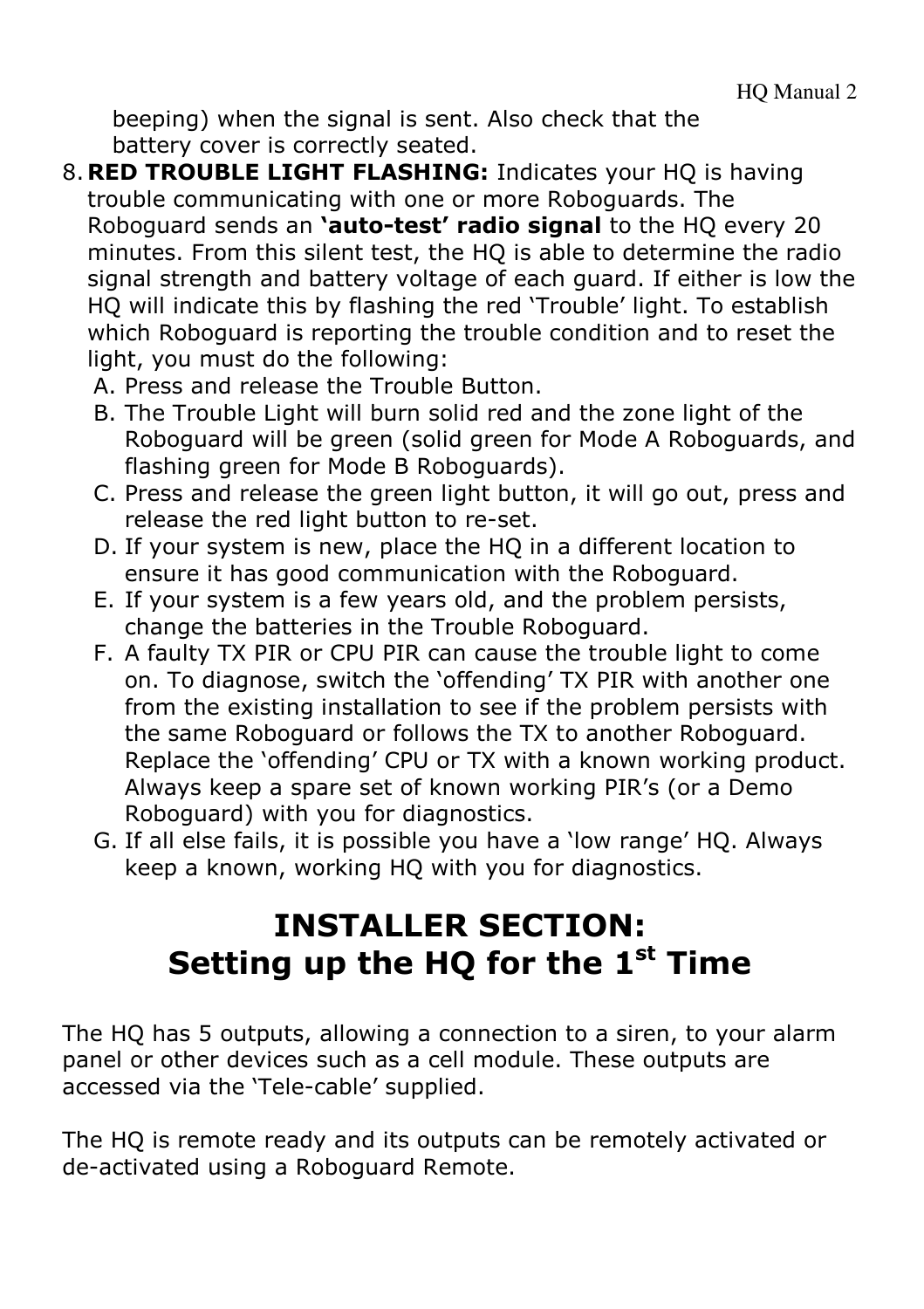beeping) when the signal is sent. Also check that the battery cover is correctly seated.

8. **RED TROUBLE LIGHT FLASHING:** Indicates your HQ is having trouble communicating with one or more Roboguards. The Roboguard sends an **'auto-test' radio signal** to the HQ every 20 minutes. From this silent test, the HQ is able to determine the radio signal strength and battery voltage of each guard. If either is low the HQ will indicate this by flashing the red 'Trouble' light. To establish which Roboguard is reporting the trouble condition and to reset the light, you must do the following:
   A. Press and release the Trouble Button.
   B. The Trouble Light will burn solid red and the zone light of the Roboguard will be green (solid green for Mode A Roboguards, and flashing green for Mode B Roboguards).
   C. Press and release the green light button, it will go out, press and release the red light button to re-set.
   D. If your system is new, place the HQ in a different location to ensure it has good communication with the Roboguard.
   E. If your system is a few years old, and the problem persists, change the batteries in the Trouble Roboguard.
   F. A faulty TX PIR or CPU PIR can cause the trouble light to come on. To diagnose, switch the 'offending' TX PIR with another one from the existing installation to see if the problem persists with the same Roboguard or follows the TX to another Roboguard. Replace the 'offending' CPU or TX with a known working product. Always keep a spare set of known working PIR's (or a Demo Roboguard) with you for diagnostics.
   G. If all else fails, it is possible you have a 'low range' HQ. Always keep a known, working HQ with you for diagnostics.

# INSTALLER SECTION: Setting up the HQ for the 1st Time

The HQ has 5 outputs, allowing a connection to a siren, to your alarm panel or other devices such as a cell module. These outputs are accessed via the 'Tele-cable' supplied.

The HQ is remote ready and its outputs can be remotely activated or de-activated using a Roboguard Remote.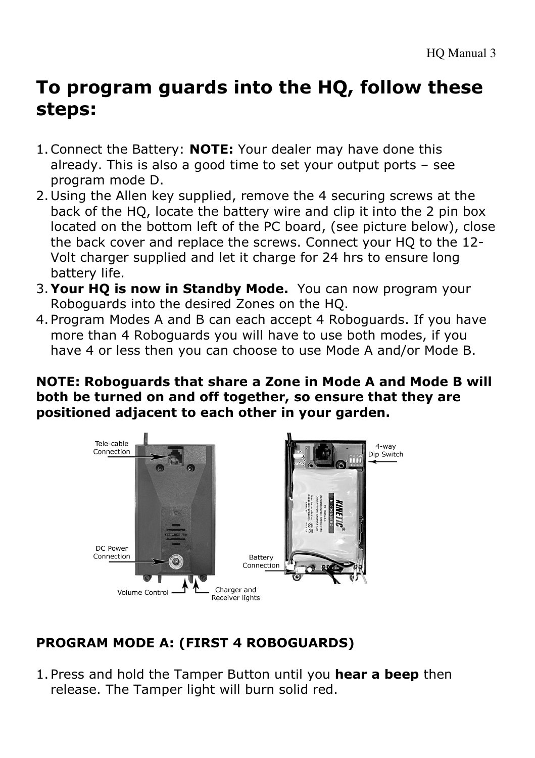## To program guards into the HQ, follow these steps:

1. Connect the Battery: **NOTE:** Your dealer may have done this already. This is also a good time to set your output ports – see program mode D.
2. Using the Allen key supplied, remove the 4 securing screws at the back of the HQ, locate the battery wire and clip it into the 2 pin box located on the bottom left of the PC board, (see picture below), close the back cover and replace the screws. Connect your HQ to the 12-Volt charger supplied and let it charge for 24 hrs to ensure long battery life.
3. **Your HQ is now in Standby Mode.** You can now program your Roboguards into the desired Zones on the HQ.
4. Program Modes A and B can each accept 4 Roboguards. If you have more than 4 Roboguards you will have to use both modes, if you have 4 or less then you can choose to use Mode A and/or Mode B.

**NOTE: Roboguards that share a Zone in Mode A and Mode B will both be turned on and off together, so ensure that they are positioned adjacent to each other in your garden.**

Tele-cable Connection

DC Power Connection

Volume Control

Charger and Receiver lights

4-way Dip Switch

Battery Connection

**PROGRAM MODE A: (FIRST 4 ROBOGUARDS)**

1. Press and hold the Tamper Button until you **hear a beep** then release. The Tamper light will burn solid red.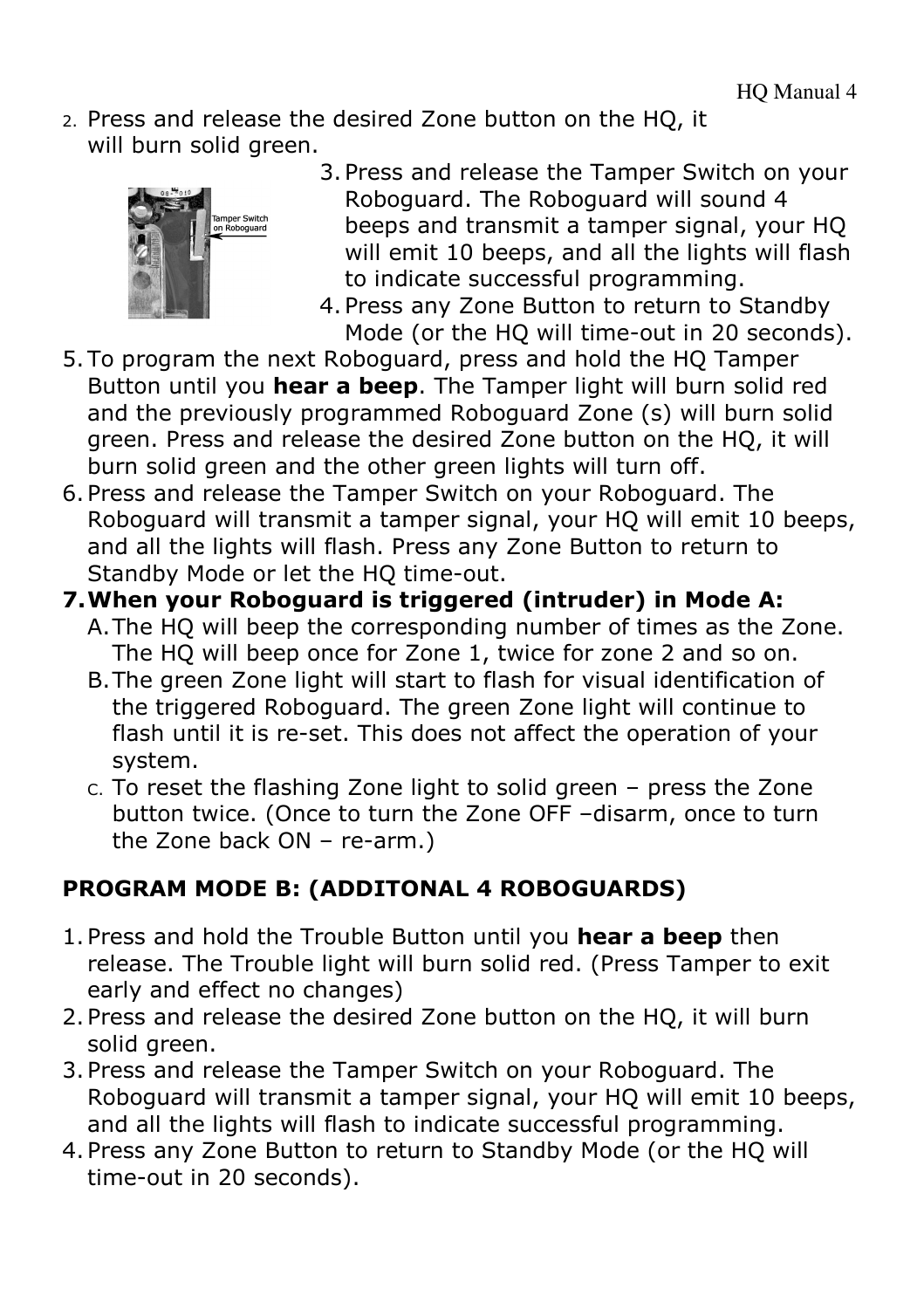2. Press and release the desired Zone button on the HQ, it will burn solid green.
3. Press and release the Tamper Switch on your Roboguard. The Roboguard will sound 4 beeps and transmit a tamper signal, your HQ will emit 10 beeps, and all the lights will flash to indicate successful programming.
4. Press any Zone Button to return to Standby Mode (or the HQ will time-out in 20 seconds).
5. To program the next Roboguard, press and hold the HQ Tamper Button until you **hear a beep**. The Tamper light will burn solid red and the previously programmed Roboguard Zone (s) will burn solid green. Press and release the desired Zone button on the HQ, it will burn solid green and the other green lights will turn off.
6. Press and release the Tamper Switch on your Roboguard. The Roboguard will transmit a tamper signal, your HQ will emit 10 beeps, and all the lights will flash. Press any Zone Button to return to Standby Mode or let the HQ time-out.
7. **When your Roboguard is triggered (intruder) in Mode A:**
   A. The HQ will beep the corresponding number of times as the Zone. The HQ will beep once for Zone 1, twice for zone 2 and so on.
   B. The green Zone light will start to flash for visual identification of the triggered Roboguard. The green Zone light will continue to flash until it is re-set. This does not affect the operation of your system.
   C. To reset the flashing Zone light to solid green – press the Zone button twice. (Once to turn the Zone OFF –disarm, once to turn the Zone back ON – re-arm.)

**PROGRAM MODE B: (ADDITONAL 4 ROBOGUARDS)**

1. Press and hold the Trouble Button until you **hear a beep** then release. The Trouble light will burn solid red. (Press Tamper to exit early and effect no changes)
2. Press and release the desired Zone button on the HQ, it will burn solid green.
3. Press and release the Tamper Switch on your Roboguard. The Roboguard will transmit a tamper signal, your HQ will emit 10 beeps, and all the lights will flash to indicate successful programming.
4. Press any Zone Button to return to Standby Mode (or the HQ will time-out in 20 seconds).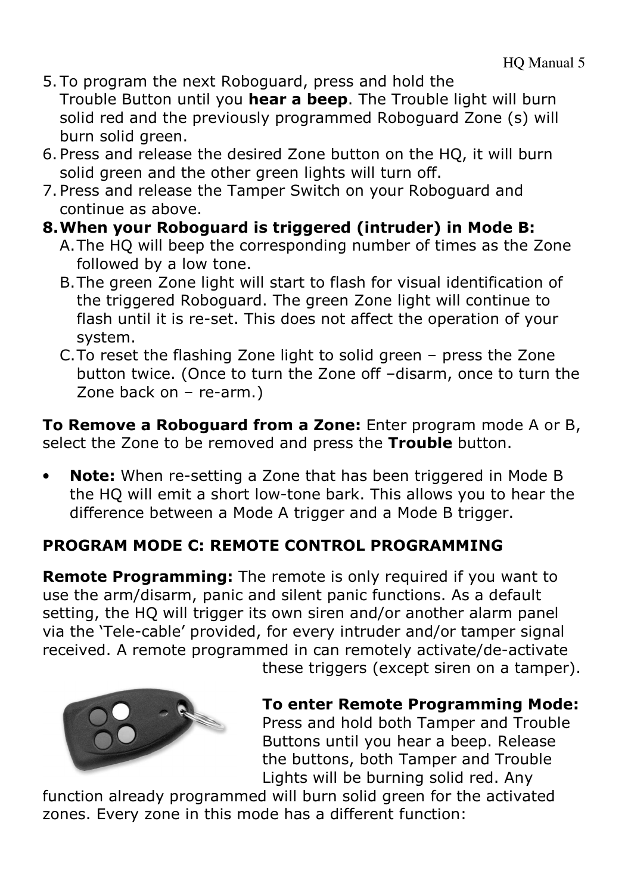5. To program the next Roboguard, press and hold the Trouble Button until you **hear a beep**. The Trouble light will burn solid red and the previously programmed Roboguard Zone (s) will burn solid green.
6. Press and release the desired Zone button on the HQ, it will burn solid green and the other green lights will turn off.
7. Press and release the Tamper Switch on your Roboguard and continue as above.
8. **When your Roboguard is triggered (intruder) in Mode B:**
   A. The HQ will beep the corresponding number of times as the Zone followed by a low tone.
   B. The green Zone light will start to flash for visual identification of the triggered Roboguard. The green Zone light will continue to flash until it is re-set. This does not affect the operation of your system.
   C. To reset the flashing Zone light to solid green – press the Zone button twice. (Once to turn the Zone off –disarm, once to turn the Zone back on – re-arm.)

**To Remove a Roboguard from a Zone:** Enter program mode A or B, select the Zone to be removed and press the **Trouble** button.

- **Note:** When re-setting a Zone that has been triggered in Mode B the HQ will emit a short low-tone bark. This allows you to hear the difference between a Mode A trigger and a Mode B trigger.

**PROGRAM MODE C: REMOTE CONTROL PROGRAMMING**

**Remote Programming:** The remote is only required if you want to use the arm/disarm, panic and silent panic functions. As a default setting, the HQ will trigger its own siren and/or another alarm panel via the 'Tele-cable' provided, for every intruder and/or tamper signal received. A remote programmed in can remotely activate/de-activate these triggers (except siren on a tamper).

**To enter Remote Programming Mode:** Press and hold both Tamper and Trouble Buttons until you hear a beep. Release the buttons, both Tamper and Trouble Lights will be burning solid red. Any function already programmed will burn solid green for the activated zones. Every zone in this mode has a different function: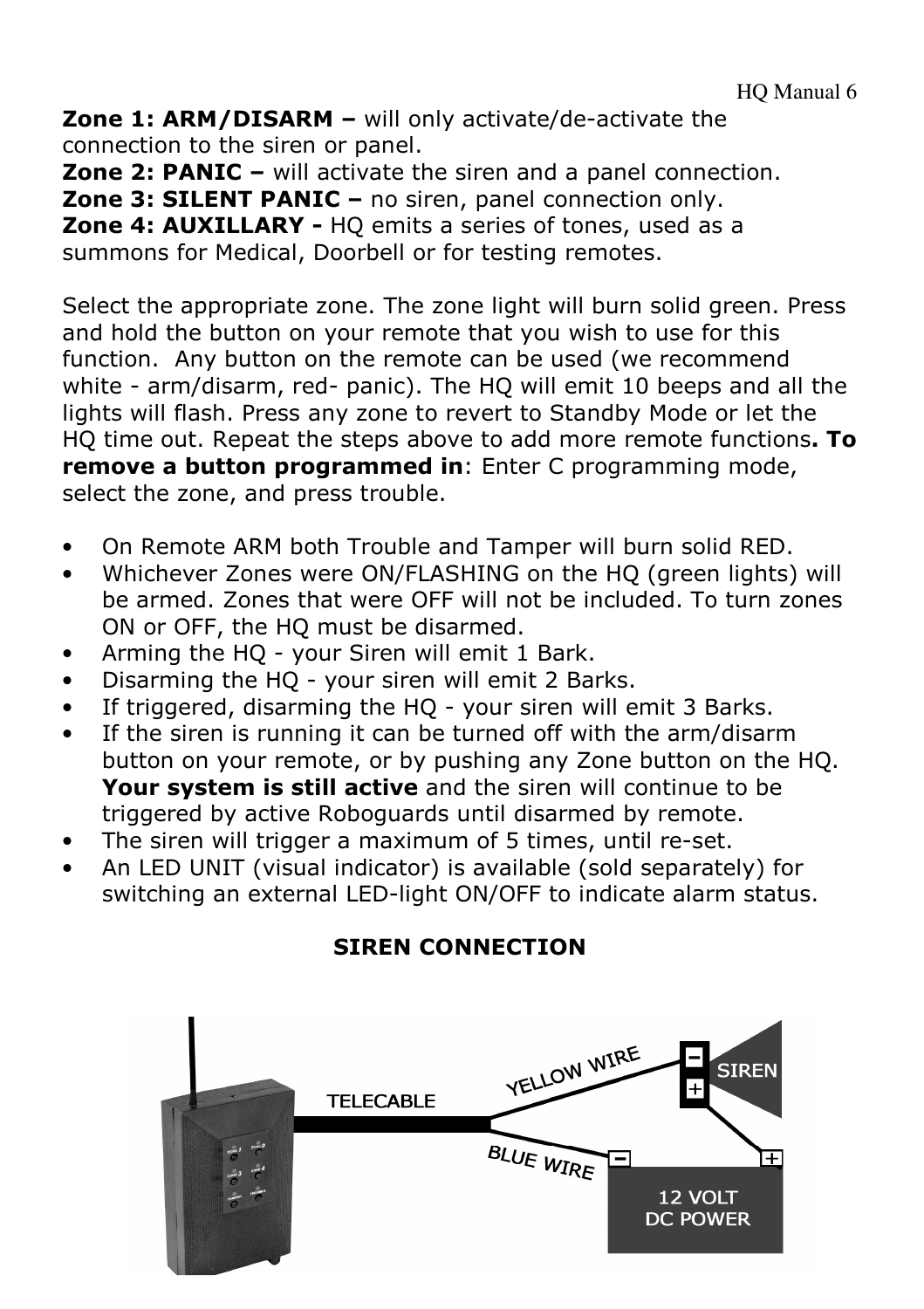**Zone 1: ARM/DISARM –** will only activate/de-activate the connection to the siren or panel.
**Zone 2: PANIC –** will activate the siren and a panel connection.
**Zone 3: SILENT PANIC –** no siren, panel connection only.
**Zone 4: AUXILLARY -** HQ emits a series of tones, used as a summons for Medical, Doorbell or for testing remotes.

Select the appropriate zone. The zone light will burn solid green. Press and hold the button on your remote that you wish to use for this function. Any button on the remote can be used (we recommend white - arm/disarm, red- panic). The HQ will emit 10 beeps and all the lights will flash. Press any zone to revert to Standby Mode or let the HQ time out. Repeat the steps above to add more remote functions**. To remove a button programmed in**: Enter C programming mode, select the zone, and press trouble.

- On Remote ARM both Trouble and Tamper will burn solid RED.
- Whichever Zones were ON/FLASHING on the HQ (green lights) will be armed. Zones that were OFF will not be included. To turn zones ON or OFF, the HQ must be disarmed.
- Arming the HQ - your Siren will emit 1 Bark.
- Disarming the HQ - your siren will emit 2 Barks.
- If triggered, disarming the HQ - your siren will emit 3 Barks.
- If the siren is running it can be turned off with the arm/disarm button on your remote, or by pushing any Zone button on the HQ. **Your system is still active** and the siren will continue to be triggered by active Roboguards until disarmed by remote.
- The siren will trigger a maximum of 5 times, until re-set.
- An LED UNIT (visual indicator) is available (sold separately) for switching an external LED-light ON/OFF to indicate alarm status.

**SIREN CONNECTION**

TELECABLE
YELLOW WIRE
BLUE WIRE
SIREN
12 VOLT DC POWER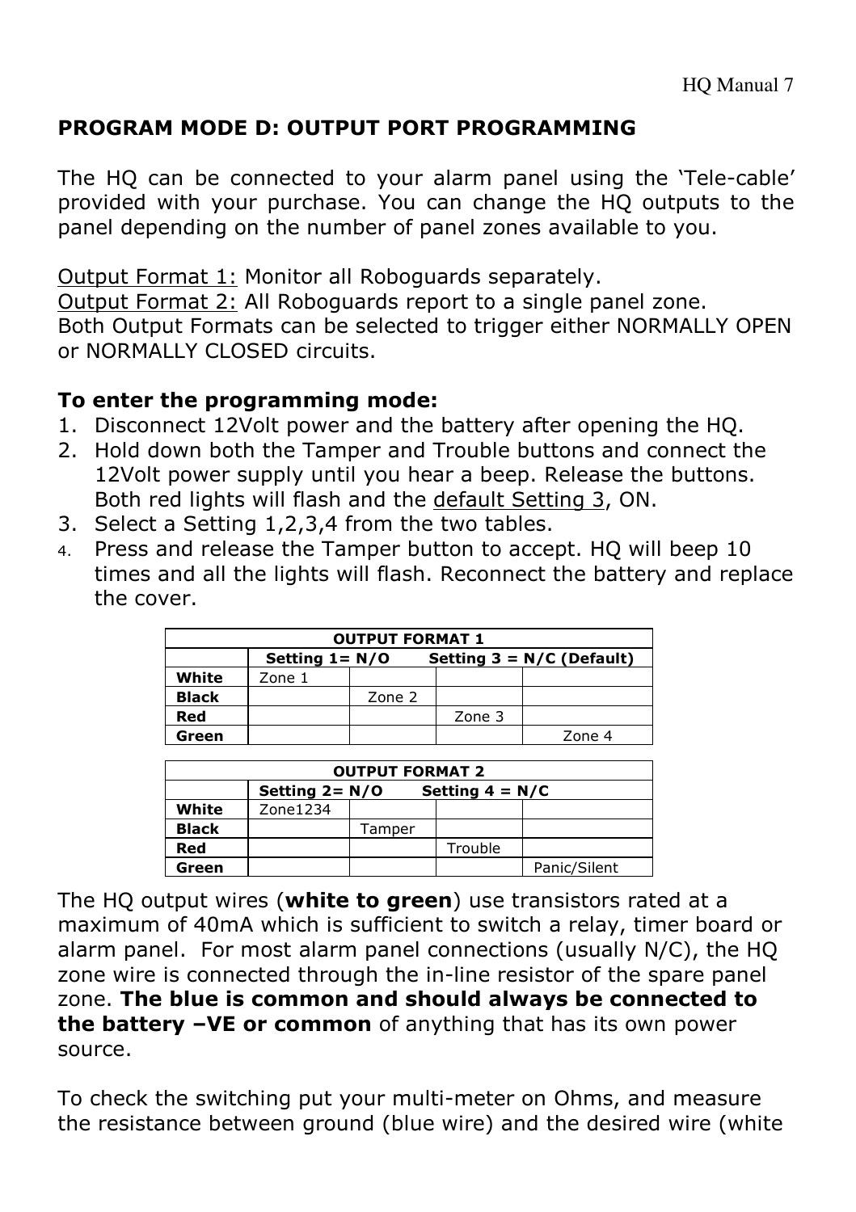## PROGRAM MODE D: OUTPUT PORT PROGRAMMING

The HQ can be connected to your alarm panel using the 'Tele-cable' provided with your purchase. You can change the HQ outputs to the panel depending on the number of panel zones available to you.

Output Format 1: Monitor all Roboguards separately.
Output Format 2: All Roboguards report to a single panel zone.
Both Output Formats can be selected to trigger either NORMALLY OPEN or NORMALLY CLOSED circuits.

**To enter the programming mode:**

1. Disconnect 12Volt power and the battery after opening the HQ.
2. Hold down both the Tamper and Trouble buttons and connect the 12Volt power supply until you hear a beep. Release the buttons. Both red lights will flash and the default Setting 3, ON.
3. Select a Setting 1,2,3,4 from the two tables.
4. Press and release the Tamper button to accept. HQ will beep 10 times and all the lights will flash. Reconnect the battery and replace the cover.

| OUTPUT FORMAT 1 | | | | |
|---|---|---|---|---|
| | **Setting 1= N/O** | | **Setting 3 = N/C (Default)** | |
| **White** | Zone 1 | | | |
| **Black** | | Zone 2 | | |
| **Red** | | | Zone 3 | |
| **Green** | | | | Zone 4 |

| OUTPUT FORMAT 2 | | | | |
|---|---|---|---|---|
| | **Setting 2= N/O** | | **Setting 4 = N/C** | |
| **White** | Zone1234 | | | |
| **Black** | | Tamper | | |
| **Red** | | | Trouble | |
| **Green** | | | | Panic/Silent |

The HQ output wires (**white to green**) use transistors rated at a maximum of 40mA which is sufficient to switch a relay, timer board or alarm panel. For most alarm panel connections (usually N/C), the HQ zone wire is connected through the in-line resistor of the spare panel zone. **The blue is common and should always be connected to the battery –VE or common** of anything that has its own power source.

To check the switching put your multi-meter on Ohms, and measure the resistance between ground (blue wire) and the desired wire (white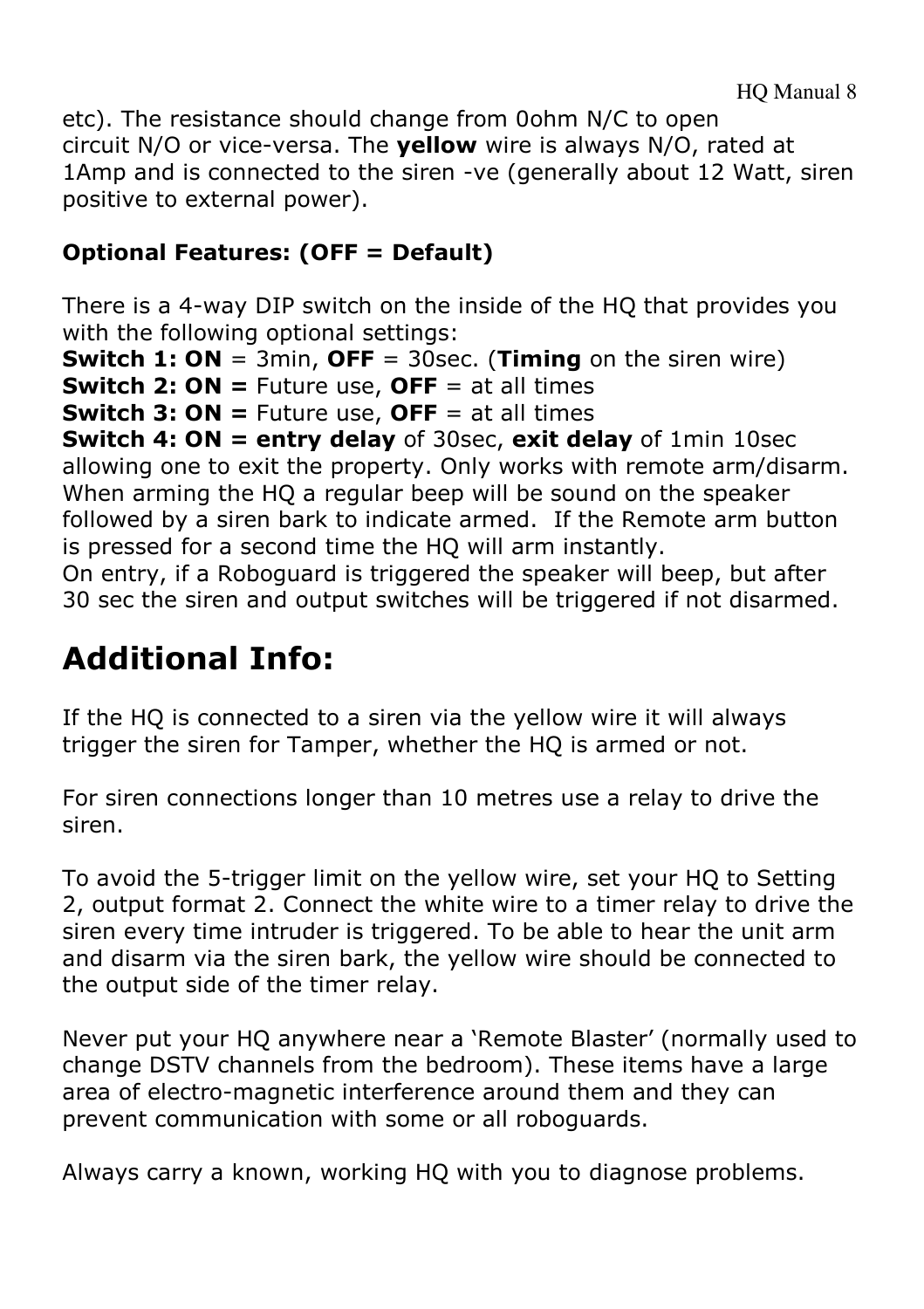etc). The resistance should change from 0ohm N/C to open circuit N/O or vice-versa. The **yellow** wire is always N/O, rated at 1Amp and is connected to the siren -ve (generally about 12 Watt, siren positive to external power).

**Optional Features: (OFF = Default)**

There is a 4-way DIP switch on the inside of the HQ that provides you with the following optional settings:
**Switch 1: ON** = 3min, **OFF** = 30sec. (**Timing** on the siren wire)
**Switch 2: ON =** Future use, **OFF** = at all times
**Switch 3: ON =** Future use, **OFF** = at all times
**Switch 4: ON = entry delay** of 30sec, **exit delay** of 1min 10sec allowing one to exit the property. Only works with remote arm/disarm. When arming the HQ a regular beep will be sound on the speaker followed by a siren bark to indicate armed. If the Remote arm button is pressed for a second time the HQ will arm instantly.
On entry, if a Roboguard is triggered the speaker will beep, but after 30 sec the siren and output switches will be triggered if not disarmed.

# Additional Info:

If the HQ is connected to a siren via the yellow wire it will always trigger the siren for Tamper, whether the HQ is armed or not.

For siren connections longer than 10 metres use a relay to drive the siren.

To avoid the 5-trigger limit on the yellow wire, set your HQ to Setting 2, output format 2. Connect the white wire to a timer relay to drive the siren every time intruder is triggered. To be able to hear the unit arm and disarm via the siren bark, the yellow wire should be connected to the output side of the timer relay.

Never put your HQ anywhere near a 'Remote Blaster' (normally used to change DSTV channels from the bedroom). These items have a large area of electro-magnetic interference around them and they can prevent communication with some or all roboguards.

Always carry a known, working HQ with you to diagnose problems.